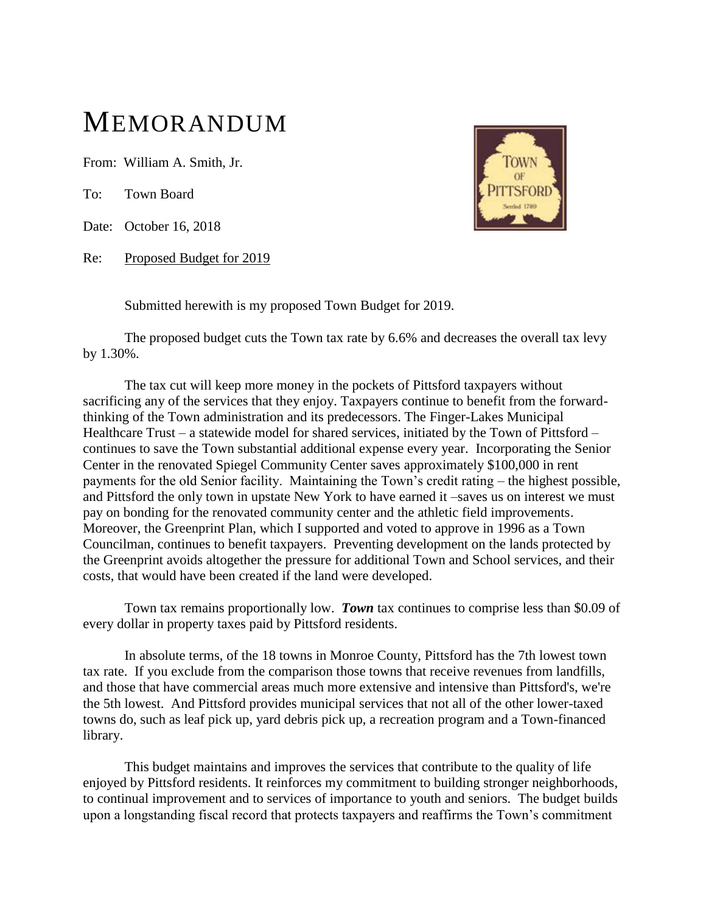# MEMORANDUM

From: William A. Smith, Jr.

To: Town Board

Date: October 16, 2018

Re: Proposed Budget for 2019

Submitted herewith is my proposed Town Budget for 2019.

The proposed budget cuts the Town tax rate by 6.6% and decreases the overall tax levy by 1.30%.

The tax cut will keep more money in the pockets of Pittsford taxpayers without sacrificing any of the services that they enjoy. Taxpayers continue to benefit from the forward-thinking of the Town administration and its predecessors. The Finger-Lakes Municipal Healthcare Trust – a statewide model for shared services, initiated by the Town of Pittsford – continues to save the Town substantial additional expense every year. Incorporating the Senior Center in the renovated Spiegel Community Center saves approximately $100,000 in rent payments for the old Senior facility. Maintaining the Town's credit rating – the highest possible, and Pittsford the only town in upstate New York to have earned it –saves us on interest we must pay on bonding for the renovated community center and the athletic field improvements. Moreover, the Greenprint Plan, which I supported and voted to approve in 1996 as a Town Councilman, continues to benefit taxpayers. Preventing development on the lands protected by the Greenprint avoids altogether the pressure for additional Town and School services, and their costs, that would have been created if the land were developed.

Town tax remains proportionally low. ***Town*** tax continues to comprise less than $0.09 of every dollar in property taxes paid by Pittsford residents.

In absolute terms, of the 18 towns in Monroe County, Pittsford has the 7th lowest town tax rate. If you exclude from the comparison those towns that receive revenues from landfills, and those that have commercial areas much more extensive and intensive than Pittsford's, we're the 5th lowest. And Pittsford provides municipal services that not all of the other lower-taxed towns do, such as leaf pick up, yard debris pick up, a recreation program and a Town-financed library.

This budget maintains and improves the services that contribute to the quality of life enjoyed by Pittsford residents. It reinforces my commitment to building stronger neighborhoods, to continual improvement and to services of importance to youth and seniors. The budget builds upon a longstanding fiscal record that protects taxpayers and reaffirms the Town's commitment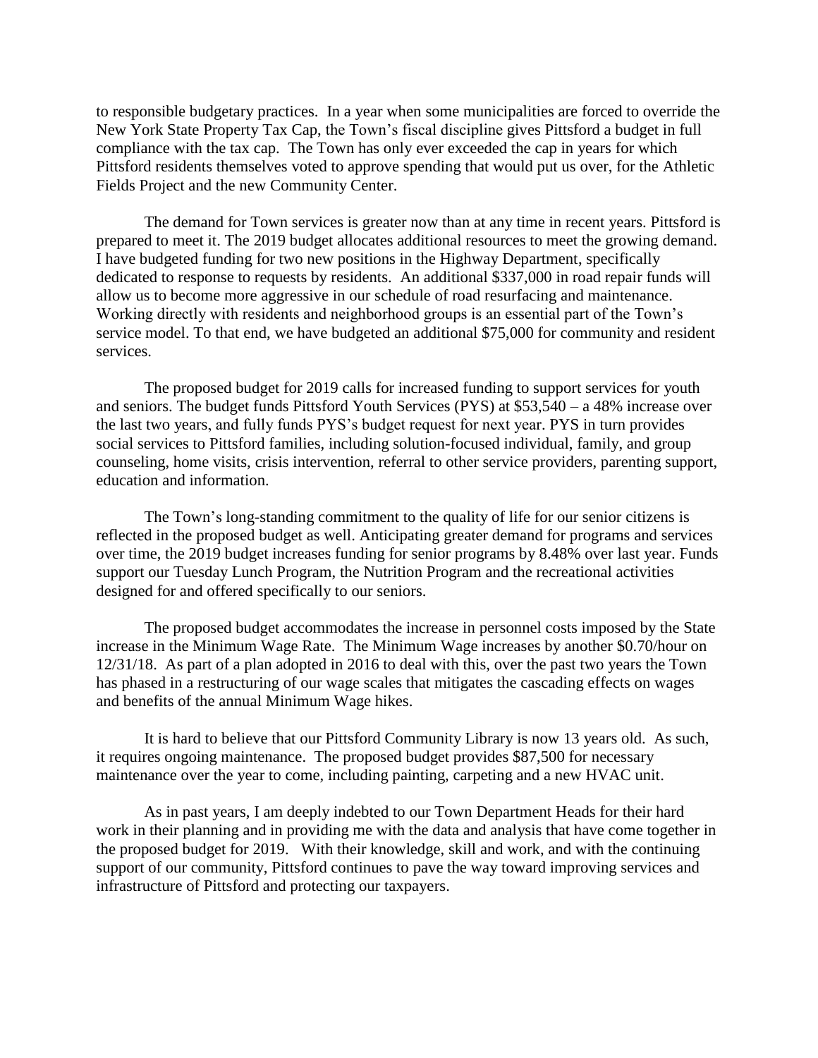to responsible budgetary practices. In a year when some municipalities are forced to override the New York State Property Tax Cap, the Town's fiscal discipline gives Pittsford a budget in full compliance with the tax cap. The Town has only ever exceeded the cap in years for which Pittsford residents themselves voted to approve spending that would put us over, for the Athletic Fields Project and the new Community Center.

The demand for Town services is greater now than at any time in recent years. Pittsford is prepared to meet it. The 2019 budget allocates additional resources to meet the growing demand. I have budgeted funding for two new positions in the Highway Department, specifically dedicated to response to requests by residents. An additional $337,000 in road repair funds will allow us to become more aggressive in our schedule of road resurfacing and maintenance. Working directly with residents and neighborhood groups is an essential part of the Town's service model. To that end, we have budgeted an additional $75,000 for community and resident services.

The proposed budget for 2019 calls for increased funding to support services for youth and seniors. The budget funds Pittsford Youth Services (PYS) at $53,540 – a 48% increase over the last two years, and fully funds PYS's budget request for next year. PYS in turn provides social services to Pittsford families, including solution-focused individual, family, and group counseling, home visits, crisis intervention, referral to other service providers, parenting support, education and information.

The Town's long-standing commitment to the quality of life for our senior citizens is reflected in the proposed budget as well. Anticipating greater demand for programs and services over time, the 2019 budget increases funding for senior programs by 8.48% over last year. Funds support our Tuesday Lunch Program, the Nutrition Program and the recreational activities designed for and offered specifically to our seniors.

The proposed budget accommodates the increase in personnel costs imposed by the State increase in the Minimum Wage Rate. The Minimum Wage increases by another $0.70/hour on 12/31/18. As part of a plan adopted in 2016 to deal with this, over the past two years the Town has phased in a restructuring of our wage scales that mitigates the cascading effects on wages and benefits of the annual Minimum Wage hikes.

It is hard to believe that our Pittsford Community Library is now 13 years old. As such, it requires ongoing maintenance. The proposed budget provides $87,500 for necessary maintenance over the year to come, including painting, carpeting and a new HVAC unit.

As in past years, I am deeply indebted to our Town Department Heads for their hard work in their planning and in providing me with the data and analysis that have come together in the proposed budget for 2019. With their knowledge, skill and work, and with the continuing support of our community, Pittsford continues to pave the way toward improving services and infrastructure of Pittsford and protecting our taxpayers.